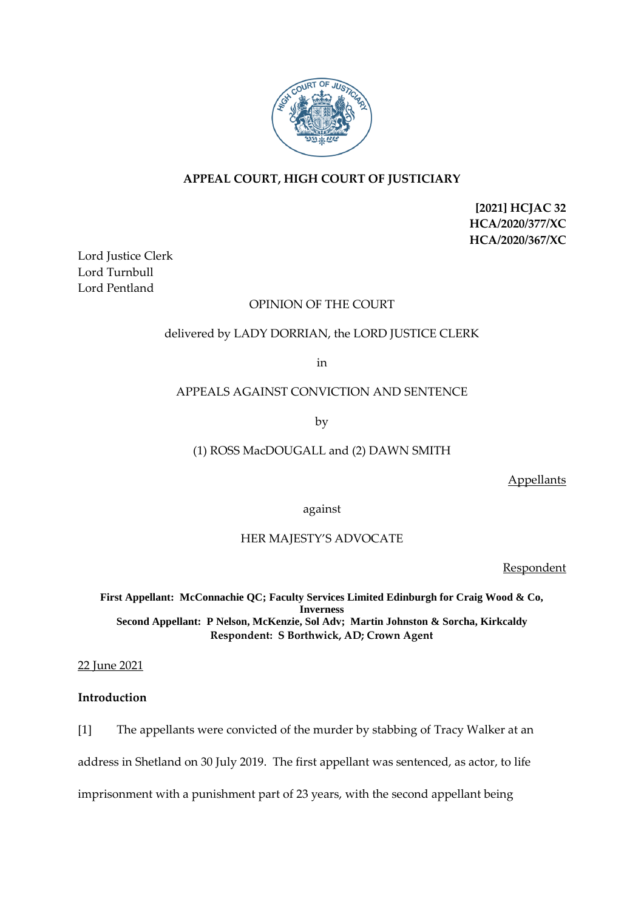**APPEAL COURT, HIGH COURT OF JUSTICIARY**

**[2021] HCJAC 32**
**HCA/2020/377/XC**
**HCA/2020/367/XC**

Lord Justice Clerk
Lord Turnbull
Lord Pentland

OPINION OF THE COURT

delivered by LADY DORRIAN, the LORD JUSTICE CLERK

in

APPEALS AGAINST CONVICTION AND SENTENCE

by

(1) ROSS MacDOUGALL and (2) DAWN SMITH

Appellants

against

HER MAJESTY'S ADVOCATE

Respondent

**First Appellant: McConnachie QC; Faculty Services Limited Edinburgh for Craig Wood & Co, Inverness**
**Second Appellant: P Nelson, McKenzie, Sol Adv; Martin Johnston & Sorcha, Kirkcaldy**
**Respondent: S Borthwick, AD; Crown Agent**

22 June 2021

## Introduction

[1] The appellants were convicted of the murder by stabbing of Tracy Walker at an address in Shetland on 30 July 2019. The first appellant was sentenced, as actor, to life imprisonment with a punishment part of 23 years, with the second appellant being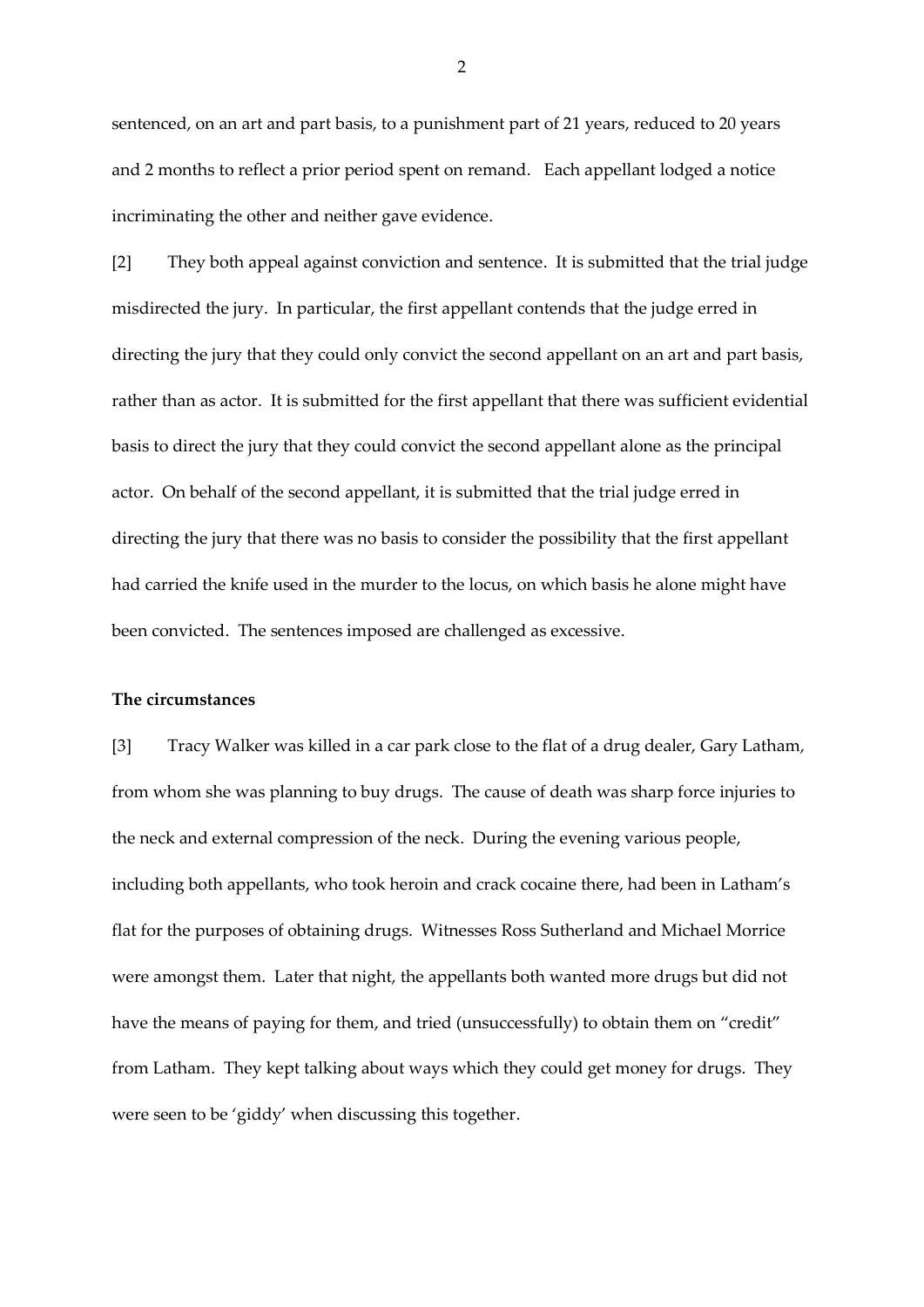sentenced, on an art and part basis, to a punishment part of 21 years, reduced to 20 years and 2 months to reflect a prior period spent on remand. Each appellant lodged a notice incriminating the other and neither gave evidence.

[2] They both appeal against conviction and sentence. It is submitted that the trial judge misdirected the jury. In particular, the first appellant contends that the judge erred in directing the jury that they could only convict the second appellant on an art and part basis, rather than as actor. It is submitted for the first appellant that there was sufficient evidential basis to direct the jury that they could convict the second appellant alone as the principal actor. On behalf of the second appellant, it is submitted that the trial judge erred in directing the jury that there was no basis to consider the possibility that the first appellant had carried the knife used in the murder to the locus, on which basis he alone might have been convicted. The sentences imposed are challenged as excessive.

**The circumstances**

[3] Tracy Walker was killed in a car park close to the flat of a drug dealer, Gary Latham, from whom she was planning to buy drugs. The cause of death was sharp force injuries to the neck and external compression of the neck. During the evening various people, including both appellants, who took heroin and crack cocaine there, had been in Latham's flat for the purposes of obtaining drugs. Witnesses Ross Sutherland and Michael Morrice were amongst them. Later that night, the appellants both wanted more drugs but did not have the means of paying for them, and tried (unsuccessfully) to obtain them on "credit" from Latham. They kept talking about ways which they could get money for drugs. They were seen to be 'giddy' when discussing this together.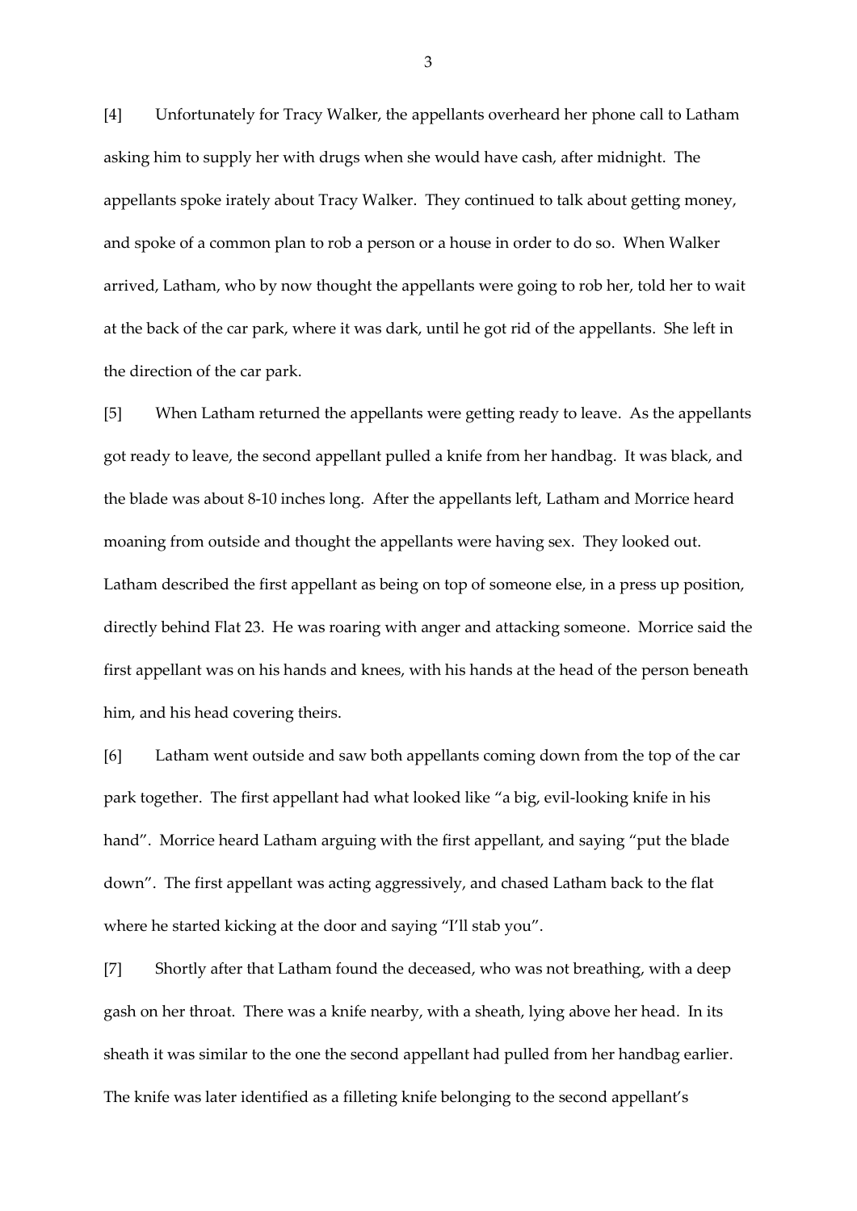[4] Unfortunately for Tracy Walker, the appellants overheard her phone call to Latham asking him to supply her with drugs when she would have cash, after midnight. The appellants spoke irately about Tracy Walker. They continued to talk about getting money, and spoke of a common plan to rob a person or a house in order to do so. When Walker arrived, Latham, who by now thought the appellants were going to rob her, told her to wait at the back of the car park, where it was dark, until he got rid of the appellants. She left in the direction of the car park.

[5] When Latham returned the appellants were getting ready to leave. As the appellants got ready to leave, the second appellant pulled a knife from her handbag. It was black, and the blade was about 8-10 inches long. After the appellants left, Latham and Morrice heard moaning from outside and thought the appellants were having sex. They looked out. Latham described the first appellant as being on top of someone else, in a press up position, directly behind Flat 23. He was roaring with anger and attacking someone. Morrice said the first appellant was on his hands and knees, with his hands at the head of the person beneath him, and his head covering theirs.

[6] Latham went outside and saw both appellants coming down from the top of the car park together. The first appellant had what looked like "a big, evil-looking knife in his hand". Morrice heard Latham arguing with the first appellant, and saying "put the blade down". The first appellant was acting aggressively, and chased Latham back to the flat where he started kicking at the door and saying "I'll stab you".

[7] Shortly after that Latham found the deceased, who was not breathing, with a deep gash on her throat. There was a knife nearby, with a sheath, lying above her head. In its sheath it was similar to the one the second appellant had pulled from her handbag earlier. The knife was later identified as a filleting knife belonging to the second appellant's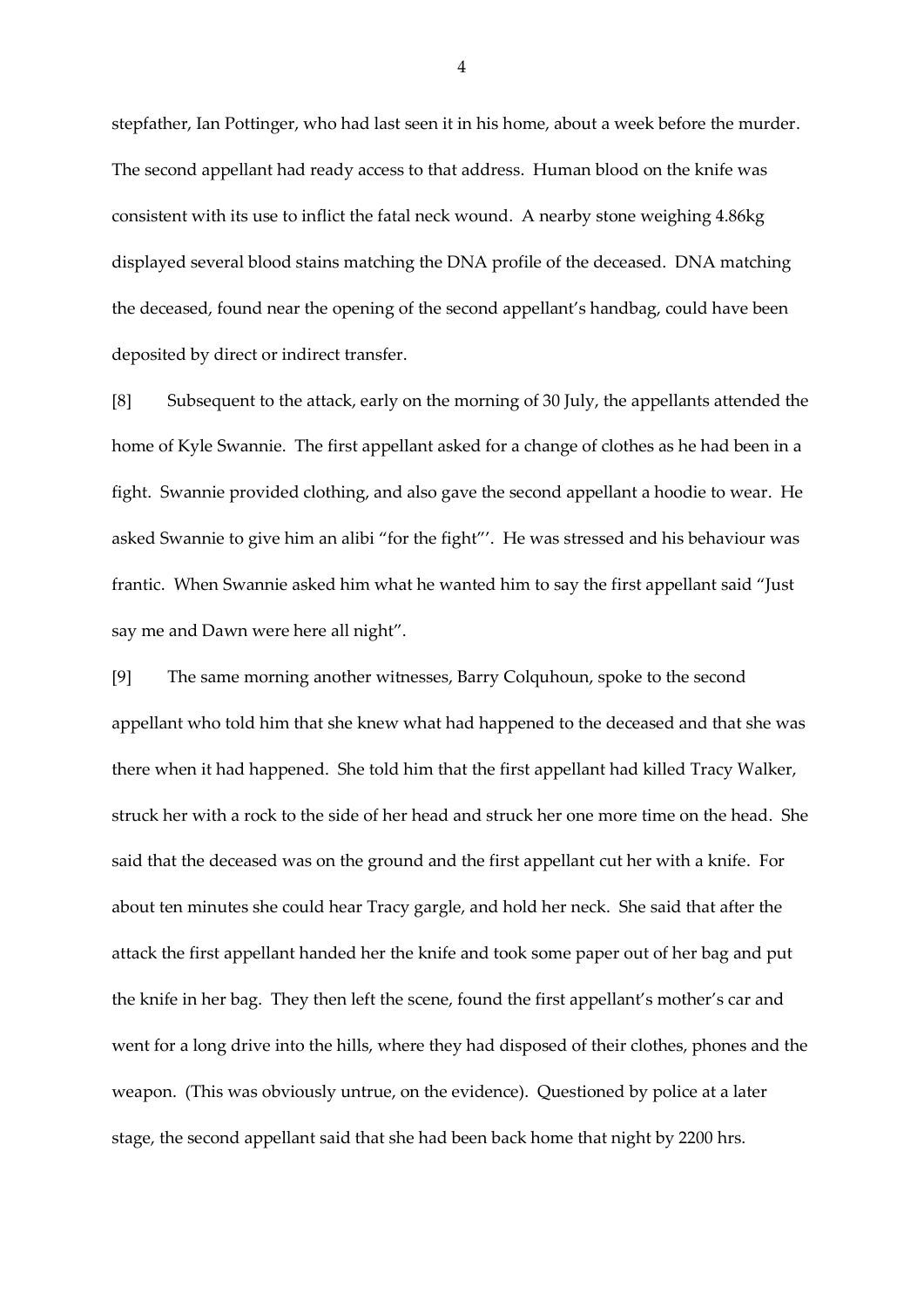stepfather, Ian Pottinger, who had last seen it in his home, about a week before the murder. The second appellant had ready access to that address. Human blood on the knife was consistent with its use to inflict the fatal neck wound. A nearby stone weighing 4.86kg displayed several blood stains matching the DNA profile of the deceased. DNA matching the deceased, found near the opening of the second appellant's handbag, could have been deposited by direct or indirect transfer.

[8] Subsequent to the attack, early on the morning of 30 July, the appellants attended the home of Kyle Swannie. The first appellant asked for a change of clothes as he had been in a fight. Swannie provided clothing, and also gave the second appellant a hoodie to wear. He asked Swannie to give him an alibi "for the fight"'. He was stressed and his behaviour was frantic. When Swannie asked him what he wanted him to say the first appellant said "Just say me and Dawn were here all night".

[9] The same morning another witnesses, Barry Colquhoun, spoke to the second appellant who told him that she knew what had happened to the deceased and that she was there when it had happened. She told him that the first appellant had killed Tracy Walker, struck her with a rock to the side of her head and struck her one more time on the head. She said that the deceased was on the ground and the first appellant cut her with a knife. For about ten minutes she could hear Tracy gargle, and hold her neck. She said that after the attack the first appellant handed her the knife and took some paper out of her bag and put the knife in her bag. They then left the scene, found the first appellant's mother's car and went for a long drive into the hills, where they had disposed of their clothes, phones and the weapon. (This was obviously untrue, on the evidence). Questioned by police at a later stage, the second appellant said that she had been back home that night by 2200 hrs.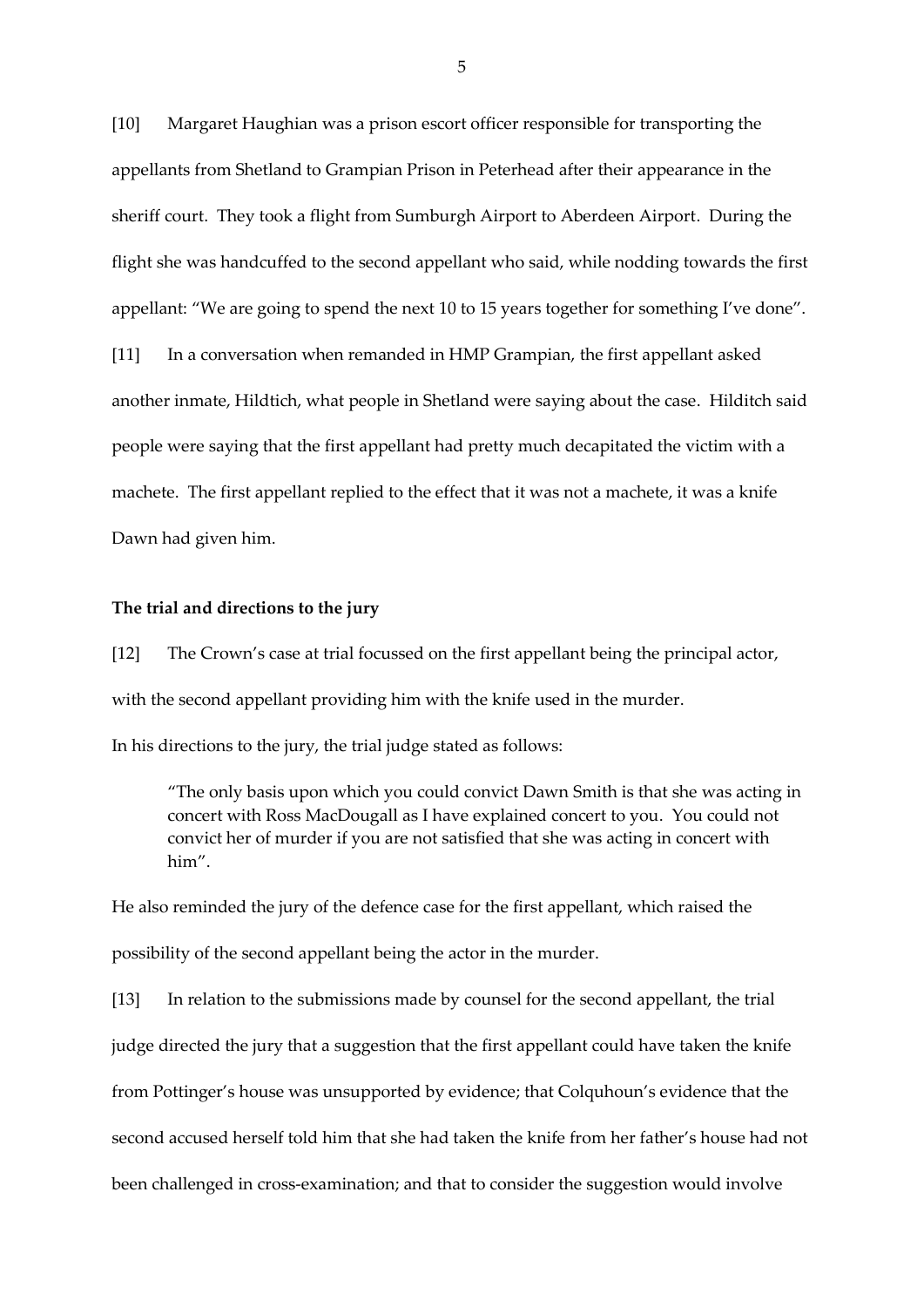[10] Margaret Haughian was a prison escort officer responsible for transporting the appellants from Shetland to Grampian Prison in Peterhead after their appearance in the sheriff court. They took a flight from Sumburgh Airport to Aberdeen Airport. During the flight she was handcuffed to the second appellant who said, while nodding towards the first appellant: "We are going to spend the next 10 to 15 years together for something I've done".

[11] In a conversation when remanded in HMP Grampian, the first appellant asked another inmate, Hildtich, what people in Shetland were saying about the case. Hilditch said people were saying that the first appellant had pretty much decapitated the victim with a machete. The first appellant replied to the effect that it was not a machete, it was a knife Dawn had given him.

**The trial and directions to the jury**

[12] The Crown's case at trial focussed on the first appellant being the principal actor, with the second appellant providing him with the knife used in the murder.

In his directions to the jury, the trial judge stated as follows:

> "The only basis upon which you could convict Dawn Smith is that she was acting in concert with Ross MacDougall as I have explained concert to you. You could not convict her of murder if you are not satisfied that she was acting in concert with him".

He also reminded the jury of the defence case for the first appellant, which raised the possibility of the second appellant being the actor in the murder.

[13] In relation to the submissions made by counsel for the second appellant, the trial judge directed the jury that a suggestion that the first appellant could have taken the knife from Pottinger's house was unsupported by evidence; that Colquhoun's evidence that the second accused herself told him that she had taken the knife from her father's house had not been challenged in cross-examination; and that to consider the suggestion would involve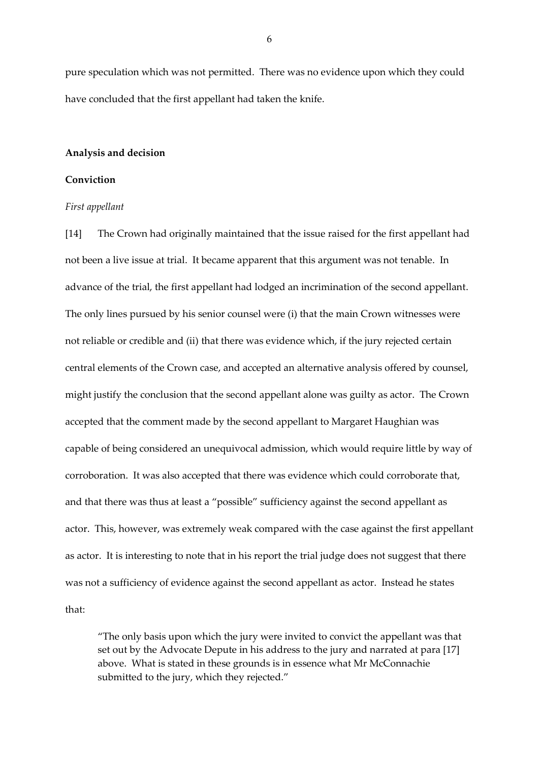pure speculation which was not permitted. There was no evidence upon which they could have concluded that the first appellant had taken the knife.

## Analysis and decision

### Conviction

*First appellant*

[14] The Crown had originally maintained that the issue raised for the first appellant had not been a live issue at trial. It became apparent that this argument was not tenable. In advance of the trial, the first appellant had lodged an incrimination of the second appellant. The only lines pursued by his senior counsel were (i) that the main Crown witnesses were not reliable or credible and (ii) that there was evidence which, if the jury rejected certain central elements of the Crown case, and accepted an alternative analysis offered by counsel, might justify the conclusion that the second appellant alone was guilty as actor. The Crown accepted that the comment made by the second appellant to Margaret Haughian was capable of being considered an unequivocal admission, which would require little by way of corroboration. It was also accepted that there was evidence which could corroborate that, and that there was thus at least a "possible" sufficiency against the second appellant as actor. This, however, was extremely weak compared with the case against the first appellant as actor. It is interesting to note that in his report the trial judge does not suggest that there was not a sufficiency of evidence against the second appellant as actor. Instead he states that:

> "The only basis upon which the jury were invited to convict the appellant was that set out by the Advocate Depute in his address to the jury and narrated at para [17] above. What is stated in these grounds is in essence what Mr McConnachie submitted to the jury, which they rejected."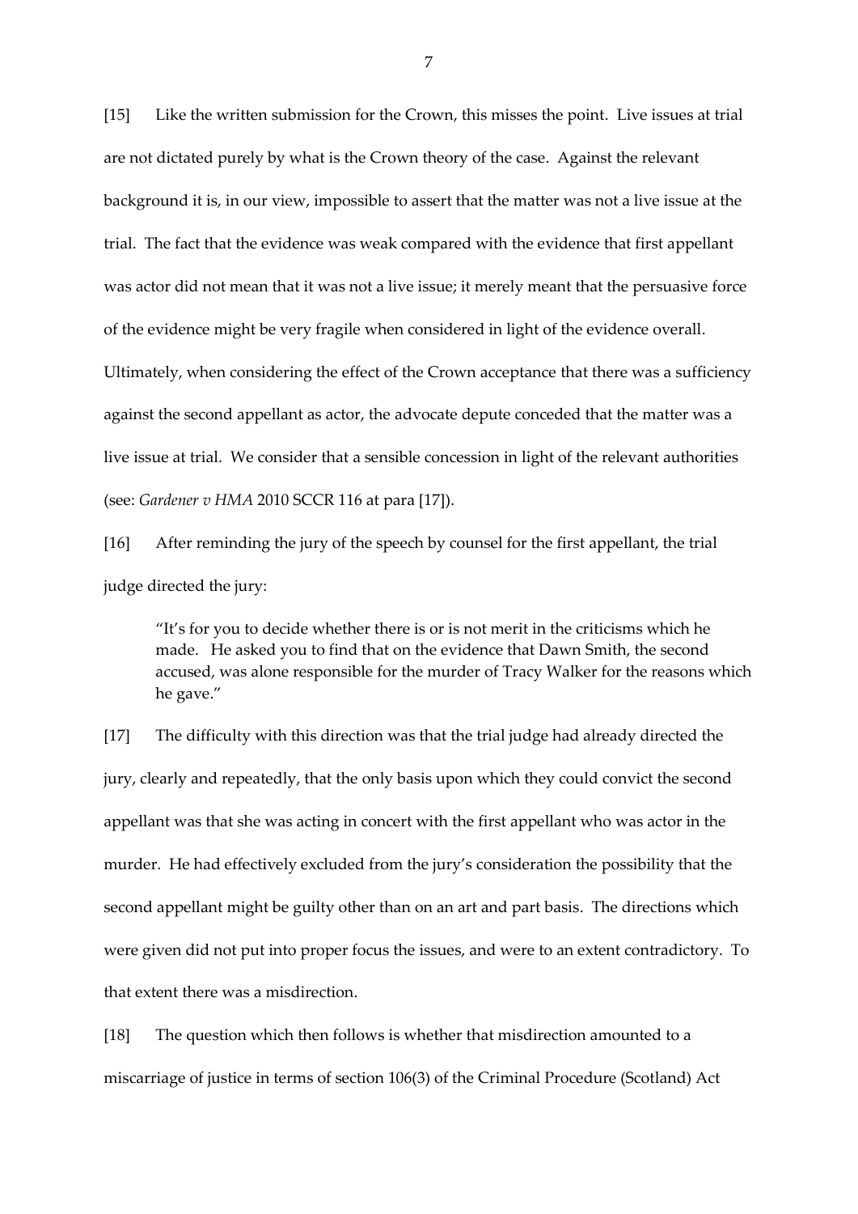[15] Like the written submission for the Crown, this misses the point. Live issues at trial are not dictated purely by what is the Crown theory of the case. Against the relevant background it is, in our view, impossible to assert that the matter was not a live issue at the trial. The fact that the evidence was weak compared with the evidence that first appellant was actor did not mean that it was not a live issue; it merely meant that the persuasive force of the evidence might be very fragile when considered in light of the evidence overall. Ultimately, when considering the effect of the Crown acceptance that there was a sufficiency against the second appellant as actor, the advocate depute conceded that the matter was a live issue at trial. We consider that a sensible concession in light of the relevant authorities (see: *Gardener v HMA* 2010 SCCR 116 at para [17]).

[16] After reminding the jury of the speech by counsel for the first appellant, the trial judge directed the jury:

> "It's for you to decide whether there is or is not merit in the criticisms which he made. He asked you to find that on the evidence that Dawn Smith, the second accused, was alone responsible for the murder of Tracy Walker for the reasons which he gave."

[17] The difficulty with this direction was that the trial judge had already directed the jury, clearly and repeatedly, that the only basis upon which they could convict the second appellant was that she was acting in concert with the first appellant who was actor in the murder. He had effectively excluded from the jury's consideration the possibility that the second appellant might be guilty other than on an art and part basis. The directions which were given did not put into proper focus the issues, and were to an extent contradictory. To that extent there was a misdirection.

[18] The question which then follows is whether that misdirection amounted to a miscarriage of justice in terms of section 106(3) of the Criminal Procedure (Scotland) Act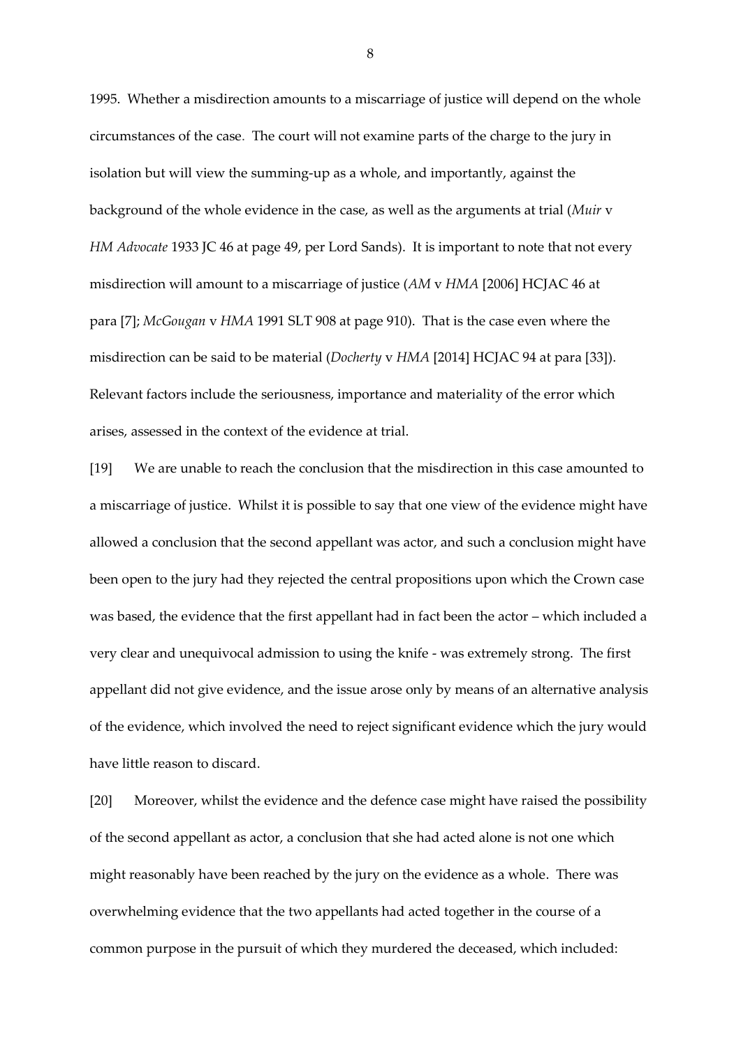1995. Whether a misdirection amounts to a miscarriage of justice will depend on the whole circumstances of the case. The court will not examine parts of the charge to the jury in isolation but will view the summing-up as a whole, and importantly, against the background of the whole evidence in the case, as well as the arguments at trial (*Muir* v *HM Advocate* 1933 JC 46 at page 49, per Lord Sands). It is important to note that not every misdirection will amount to a miscarriage of justice (*AM* v *HMA* [2006] HCJAC 46 at para [7]; *McGougan* v *HMA* 1991 SLT 908 at page 910). That is the case even where the misdirection can be said to be material (*Docherty* v *HMA* [2014] HCJAC 94 at para [33]). Relevant factors include the seriousness, importance and materiality of the error which arises, assessed in the context of the evidence at trial.

[19] We are unable to reach the conclusion that the misdirection in this case amounted to a miscarriage of justice. Whilst it is possible to say that one view of the evidence might have allowed a conclusion that the second appellant was actor, and such a conclusion might have been open to the jury had they rejected the central propositions upon which the Crown case was based, the evidence that the first appellant had in fact been the actor – which included a very clear and unequivocal admission to using the knife - was extremely strong. The first appellant did not give evidence, and the issue arose only by means of an alternative analysis of the evidence, which involved the need to reject significant evidence which the jury would have little reason to discard.

[20] Moreover, whilst the evidence and the defence case might have raised the possibility of the second appellant as actor, a conclusion that she had acted alone is not one which might reasonably have been reached by the jury on the evidence as a whole. There was overwhelming evidence that the two appellants had acted together in the course of a common purpose in the pursuit of which they murdered the deceased, which included: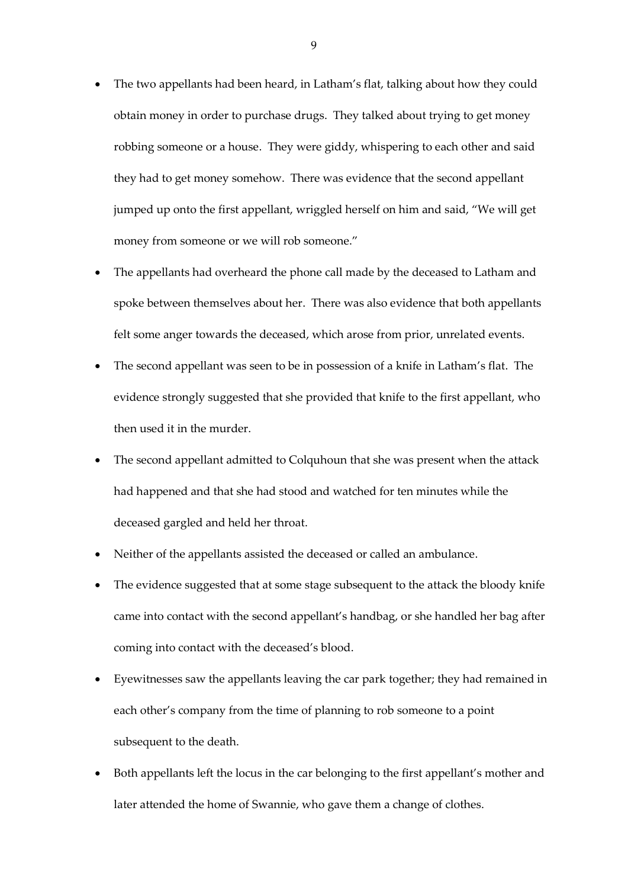- The two appellants had been heard, in Latham's flat, talking about how they could obtain money in order to purchase drugs. They talked about trying to get money robbing someone or a house. They were giddy, whispering to each other and said they had to get money somehow. There was evidence that the second appellant jumped up onto the first appellant, wriggled herself on him and said, "We will get money from someone or we will rob someone."
- The appellants had overheard the phone call made by the deceased to Latham and spoke between themselves about her. There was also evidence that both appellants felt some anger towards the deceased, which arose from prior, unrelated events.
- The second appellant was seen to be in possession of a knife in Latham's flat. The evidence strongly suggested that she provided that knife to the first appellant, who then used it in the murder.
- The second appellant admitted to Colquhoun that she was present when the attack had happened and that she had stood and watched for ten minutes while the deceased gargled and held her throat.
- Neither of the appellants assisted the deceased or called an ambulance.
- The evidence suggested that at some stage subsequent to the attack the bloody knife came into contact with the second appellant's handbag, or she handled her bag after coming into contact with the deceased's blood.
- Eyewitnesses saw the appellants leaving the car park together; they had remained in each other's company from the time of planning to rob someone to a point subsequent to the death.
- Both appellants left the locus in the car belonging to the first appellant's mother and later attended the home of Swannie, who gave them a change of clothes.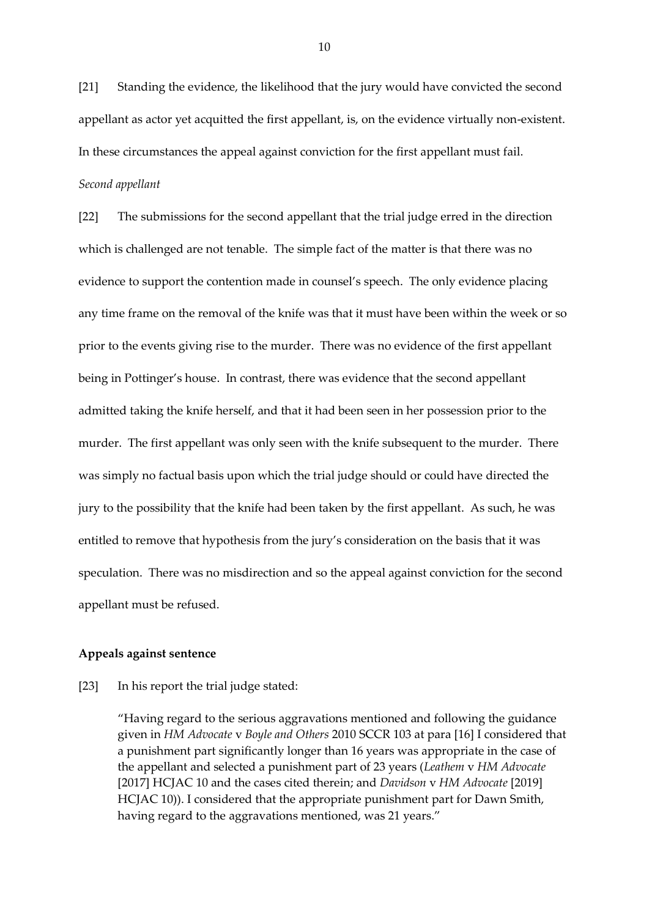[21] Standing the evidence, the likelihood that the jury would have convicted the second appellant as actor yet acquitted the first appellant, is, on the evidence virtually non-existent. In these circumstances the appeal against conviction for the first appellant must fail.

*Second appellant*

[22] The submissions for the second appellant that the trial judge erred in the direction which is challenged are not tenable. The simple fact of the matter is that there was no evidence to support the contention made in counsel's speech. The only evidence placing any time frame on the removal of the knife was that it must have been within the week or so prior to the events giving rise to the murder. There was no evidence of the first appellant being in Pottinger's house. In contrast, there was evidence that the second appellant admitted taking the knife herself, and that it had been seen in her possession prior to the murder. The first appellant was only seen with the knife subsequent to the murder. There was simply no factual basis upon which the trial judge should or could have directed the jury to the possibility that the knife had been taken by the first appellant. As such, he was entitled to remove that hypothesis from the jury's consideration on the basis that it was speculation. There was no misdirection and so the appeal against conviction for the second appellant must be refused.

## Appeals against sentence

[23] In his report the trial judge stated:

> "Having regard to the serious aggravations mentioned and following the guidance given in *HM Advocate* v *Boyle and Others* 2010 SCCR 103 at para [16] I considered that a punishment part significantly longer than 16 years was appropriate in the case of the appellant and selected a punishment part of 23 years (*Leathem* v *HM Advocate* [2017] HCJAC 10 and the cases cited therein; and *Davidson* v *HM Advocate* [2019] HCJAC 10)). I considered that the appropriate punishment part for Dawn Smith, having regard to the aggravations mentioned, was 21 years."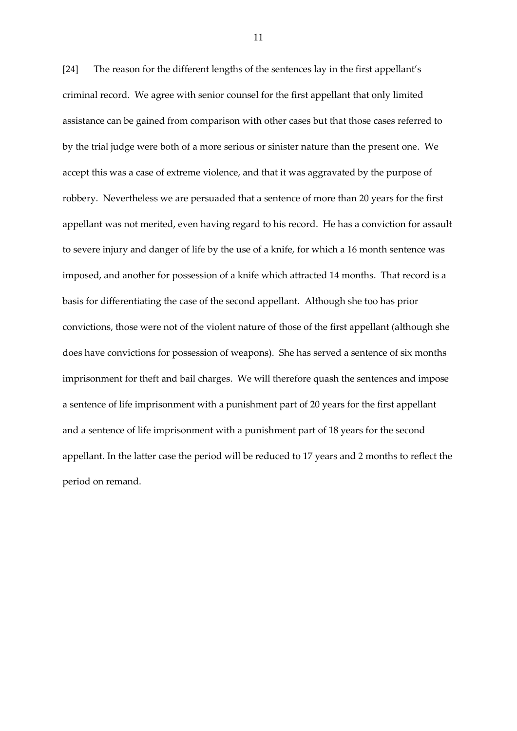[24] The reason for the different lengths of the sentences lay in the first appellant's criminal record. We agree with senior counsel for the first appellant that only limited assistance can be gained from comparison with other cases but that those cases referred to by the trial judge were both of a more serious or sinister nature than the present one. We accept this was a case of extreme violence, and that it was aggravated by the purpose of robbery. Nevertheless we are persuaded that a sentence of more than 20 years for the first appellant was not merited, even having regard to his record. He has a conviction for assault to severe injury and danger of life by the use of a knife, for which a 16 month sentence was imposed, and another for possession of a knife which attracted 14 months. That record is a basis for differentiating the case of the second appellant. Although she too has prior convictions, those were not of the violent nature of those of the first appellant (although she does have convictions for possession of weapons). She has served a sentence of six months imprisonment for theft and bail charges. We will therefore quash the sentences and impose a sentence of life imprisonment with a punishment part of 20 years for the first appellant and a sentence of life imprisonment with a punishment part of 18 years for the second appellant. In the latter case the period will be reduced to 17 years and 2 months to reflect the period on remand.